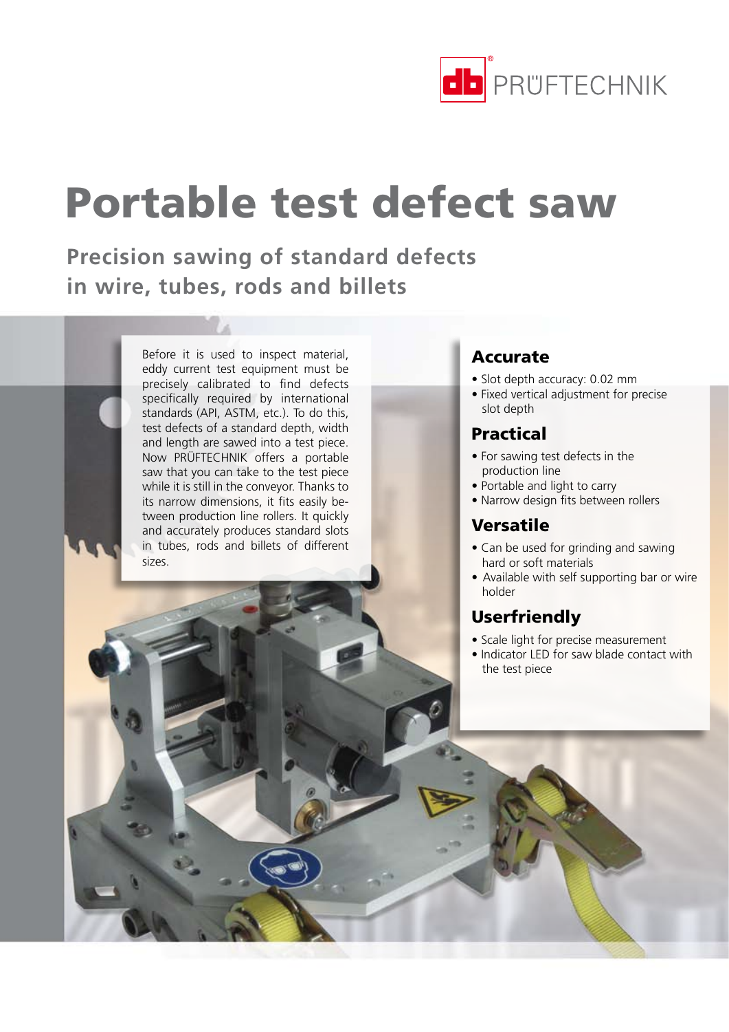# Portable test defect saw

## Precision sawing of standard defects in wire, tubes, rods and billets

Before it is used to inspect material, eddy current test equipment must be precisely calibrated to find defects specifically required by international standards (API, ASTM, etc.). To do this, test defects of a standard depth, width and length are sawed into a test piece. Now PRÜFTECHNIK offers a portable saw that you can take to the test piece while it is still in the conveyor. Thanks to its narrow dimensions, it fits easily between production line rollers. It quickly and accurately produces standard slots in tubes, rods and billets of different sizes.

### Accurate

- Slot depth accuracy: 0.02 mm
- Fixed vertical adjustment for precise slot depth

### Practical

- For sawing test defects in the production line
- Portable and light to carry
- Narrow design fits between rollers

### Versatile

- Can be used for grinding and sawing hard or soft materials
- Available with self supporting bar or wire holder

### Userfriendly

- Scale light for precise measurement
- Indicator LED for saw blade contact with the test piece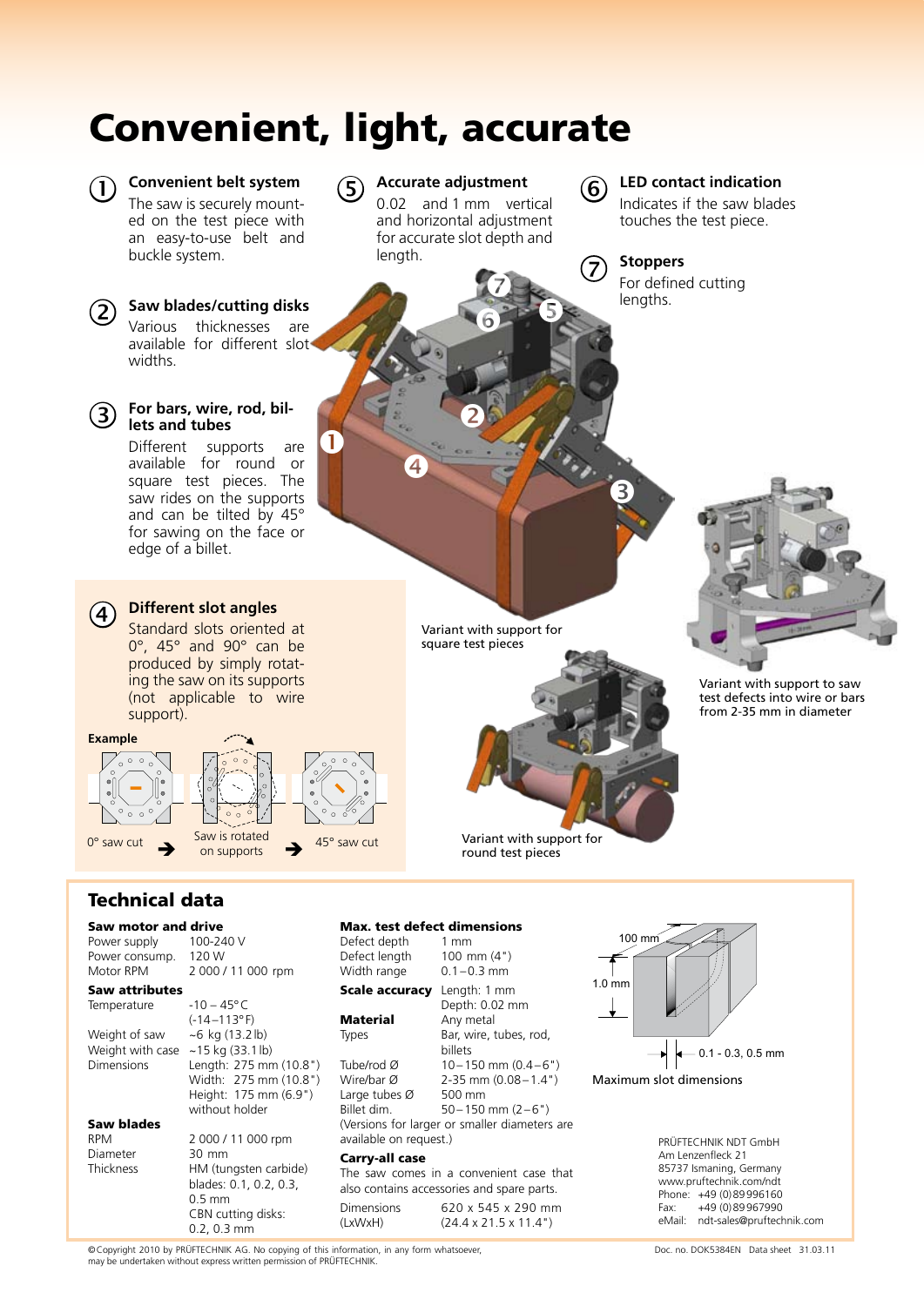# Convenient, light, accurate

## ① Convenient belt system

The saw is securely mounted on the test piece with an easy-to-use belt and buckle system.

## ② Saw blades/cutting disks

Various thicknesses are available for different slot widths.

## ③ For bars, wire, rod, billets and tubes

Different supports are available for round or square test pieces. The saw rides on the supports and can be tilted by 45° for sawing on the face or edge of a billet.

## ④ Different slot angles

Standard slots oriented at 0°, 45° and 90° can be produced by simply rotating the saw on its supports (not applicable to wire support).

**Example**

0° saw cut → Saw is rotated on supports → 45° saw cut

## ⑤ Accurate adjustment

0.02 and 1 mm vertical and horizontal adjustment for accurate slot depth and length.

## ⑥ LED contact indication

Indicates if the saw blades touches the test piece.

## ⑦ Stoppers

For defined cutting lengths.

Variant with support for square test pieces

Variant with support to saw test defects into wire or bars from 2-35 mm in diameter

Variant with support for round test pieces

## Technical data

**Saw motor and drive**

| | |
|---|---|
| Power supply | 100-240 V |
| Power consump. | 120 W |
| Motor RPM | 2 000 / 11 000 rpm |

**Saw attributes**

| | |
|---|---|
| Temperature | -10 – 45° C (-14 – 113° F) |
| Weight of saw | ~6 kg (13.2 lb) |
| Weight with case | ~15 kg (33.1 lb) |
| Dimensions | Length: 275 mm (10.8") Width: 275 mm (10.8") Height: 175 mm (6.9") without holder |

**Saw blades**

| | |
|---|---|
| RPM | 2 000 / 11 000 rpm |
| Diameter | 30 mm |
| Thickness | HM (tungsten carbide) blades: 0.1, 0.2, 0.3, 0.5 mm CBN cutting disks: 0.2, 0.3 mm |

**Max. test defect dimensions**

| | |
|---|---|
| Defect depth | 1 mm |
| Defect length | 100 mm (4") |
| Width range | 0.1 – 0.3 mm |

| | |
|---|---|
| **Scale accuracy** | Length: 1 mm Depth: 0.02 mm |

**Material**

| | |
|---|---|
| | Any metal |
| Types | Bar, wire, tubes, rod, billets |
| Tube/rod Ø | 10 – 150 mm (0.4 – 6") |
| Wire/bar Ø | 2-35 mm (0.08 – 1.4") |
| Large tubes Ø | 500 mm |
| Billet dim. | 50 – 150 mm (2 – 6") |

(Versions for larger or smaller diameters are available on request.)

**Carry-all case**

The saw comes in a convenient case that also contains accessories and spare parts.

| | |
|---|---|
| Dimensions (LxWxH) | 620 x 545 x 290 mm (24.4 x 21.5 x 11.4") |

100 mm
1.0 mm
0.1 - 0.3, 0.5 mm

Maximum slot dimensions

PRÜFTECHNIK NDT GmbH
Am Lenzenfleck 21
85737 Ismaning, Germany
www.pruftechnik.com/ndt
Phone: +49 (0)89996160
Fax: +49 (0)89967990
eMail: ndt-sales@pruftechnik.com

©Copyright 2010 by PRÜFTECHNIK AG. No copying of this information, in any form whatsoever, may be undertaken without express written permission of PRÜFTECHNIK.

Doc. no. DOK5384EN Data sheet 31.03.11